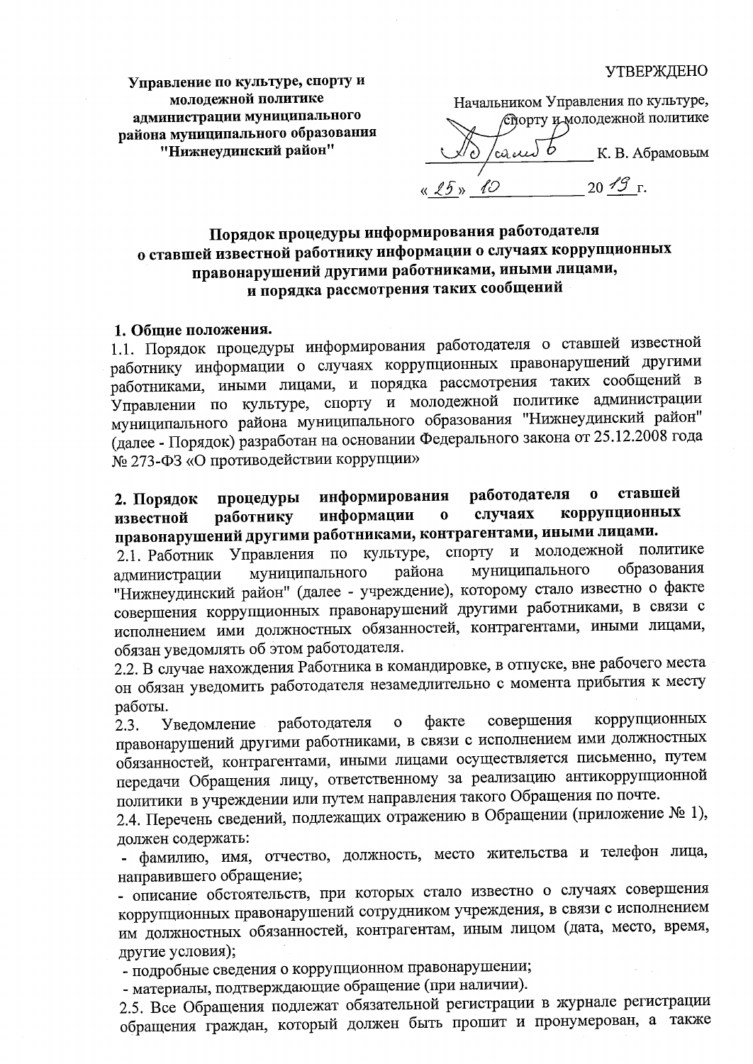**Управление по культуре, спорту и молодежной политике администрации муниципального района муниципального образования "Нижнеудинский район"**

УТВЕРЖДЕНО

Начальником Управления по культуре, спорту и молодежной политике

_____________ К. В. Абрамовым

«25» 10 2019 г.

## Порядок процедуры информирования работодателя о ставшей известной работнику информации о случаях коррупционных правонарушений другими работниками, иными лицами, и порядка рассмотрения таких сообщений

### 1. Общие положения.

1.1. Порядок процедуры информирования работодателя о ставшей известной работнику информации о случаях коррупционных правонарушений другими работниками, иными лицами, и порядка рассмотрения таких сообщений в Управлении по культуре, спорту и молодежной политике администрации муниципального района муниципального образования "Нижнеудинский район" (далее - Порядок) разработан на основании Федерального закона от 25.12.2008 года № 273-ФЗ «О противодействии коррупции»

### 2. Порядок процедуры информирования работодателя о ставшей известной работнику информации о случаях коррупционных правонарушений другими работниками, контрагентами, иными лицами.

2.1. Работник Управления по культуре, спорту и молодежной политике администрации муниципального района муниципального образования "Нижнеудинский район" (далее - учреждение), которому стало известно о факте совершения коррупционных правонарушений другими работниками, в связи с исполнением ими должностных обязанностей, контрагентами, иными лицами, обязан уведомлять об этом работодателя.

2.2. В случае нахождения Работника в командировке, в отпуске, вне рабочего места он обязан уведомить работодателя незамедлительно с момента прибытия к месту работы.

2.3. Уведомление работодателя о факте совершения коррупционных правонарушений другими работниками, в связи с исполнением ими должностных обязанностей, контрагентами, иными лицами осуществляется письменно, путем передачи Обращения лицу, ответственному за реализацию антикоррупционной политики в учреждении или путем направления такого Обращения по почте.

2.4. Перечень сведений, подлежащих отражению в Обращении (приложение № 1), должен содержать:

- фамилию, имя, отчество, должность, место жительства и телефон лица, направившего обращение;
- описание обстоятельств, при которых стало известно о случаях совершения коррупционных правонарушений сотрудником учреждения, в связи с исполнением им должностных обязанностей, контрагентам, иным лицом (дата, место, время, другие условия);
- подробные сведения о коррупционном правонарушении;
- материалы, подтверждающие обращение (при наличии).

2.5. Все Обращения подлежат обязательной регистрации в журнале регистрации обращения граждан, который должен быть прошит и пронумерован, а также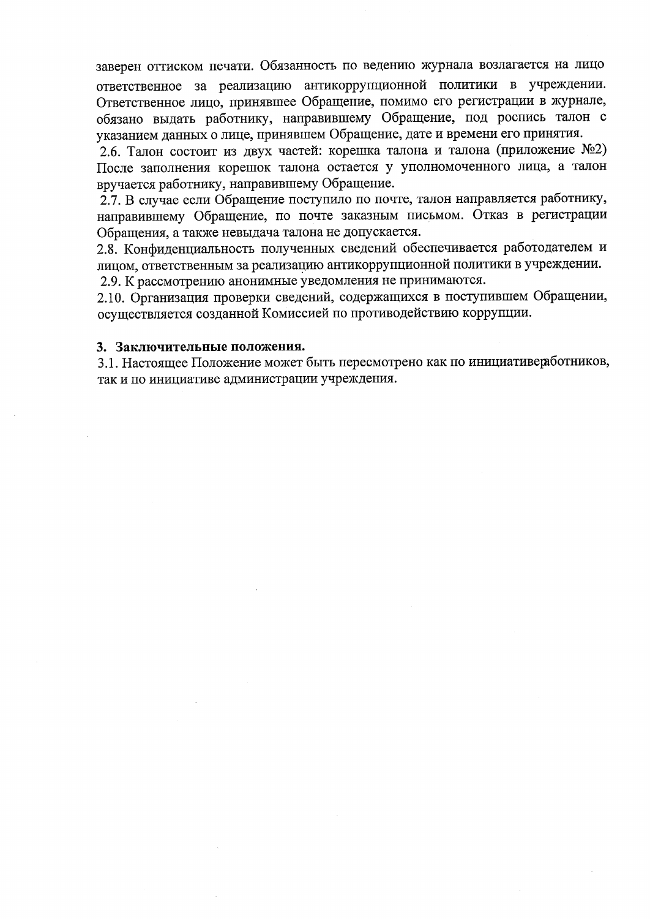заверен оттиском печати. Обязанность по ведению журнала возлагается на лицо ответственное за реализацию антикоррупционной политики в учреждении. Ответственное лицо, принявшее Обращение, помимо его регистрации в журнале, обязано выдать работнику, направившему Обращение, под роспись талон с указанием данных о лице, принявшем Обращение, дате и времени его принятия.

2.6. Талон состоит из двух частей: корешка талона и талона (приложение №2) После заполнения корешок талона остается у уполномоченного лица, а талон вручается работнику, направившему Обращение.

2.7. В случае если Обращение поступило по почте, талон направляется работнику, направившему Обращение, по почте заказным письмом. Отказ в регистрации Обращения, а также невыдача талона не допускается.

2.8. Конфиденциальность полученных сведений обеспечивается работодателем и лицом, ответственным за реализацию антикоррупционной политики в учреждении.

2.9. К рассмотрению анонимные уведомления не принимаются.

2.10. Организация проверки сведений, содержащихся в поступившем Обращении, осуществляется созданной Комиссией по противодействию коррупции.

## 3. Заключительные положения.

3.1. Настоящее Положение может быть пересмотрено как по инициативеработников, так и по инициативе администрации учреждения.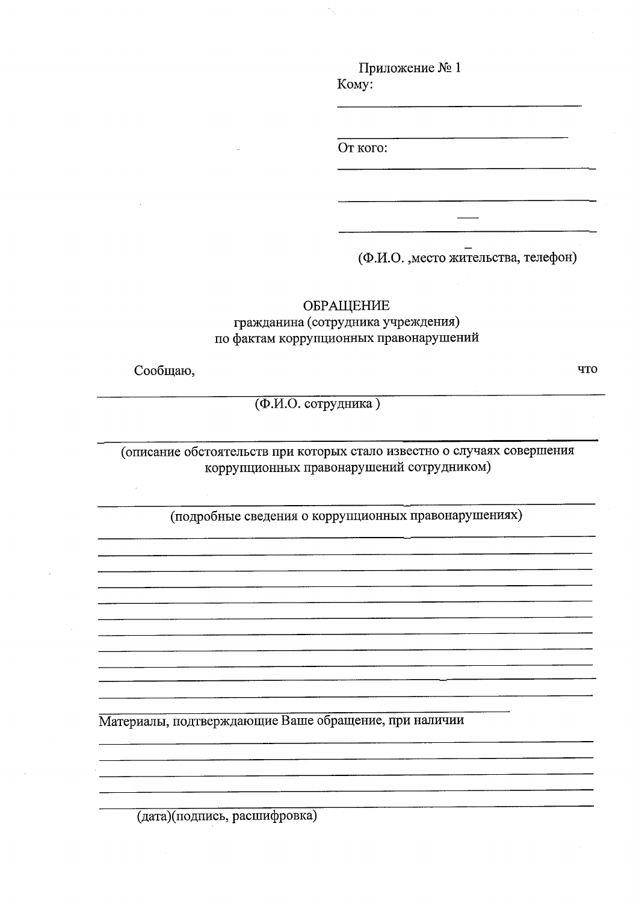Приложение № 1

Кому:

______________________________

______________________________

От кого:

______________________________

______________________________

______________________________

(Ф.И.О. ,место жительства, телефон)

ОБРАЩЕНИЕ
гражданина (сотрудника учреждения)
по фактам коррупционных правонарушений

Сообщаю, что

______________________________________________________________
(Ф.И.О. сотрудника )

______________________________________________________________
(описание обстоятельств при которых стало известно о случаях совершения коррупционных правонарушений сотрудником)

______________________________________________________________
(подробные сведения о коррупционных правонарушениях)

______________________________________________________________

______________________________________________________________

______________________________________________________________

______________________________________________________________

______________________________________________________________

______________________________________________________________

______________________________________________________________

______________________________________________________________

______________________________________________________________

______________________________________________________________

______________________________________________________________

Материалы, подтверждающие Ваше обращение, при наличии

______________________________________________________________

______________________________________________________________

______________________________________________________________

______________________________________________________________

______________________________________________________________

(дата)(подпись, расшифровка)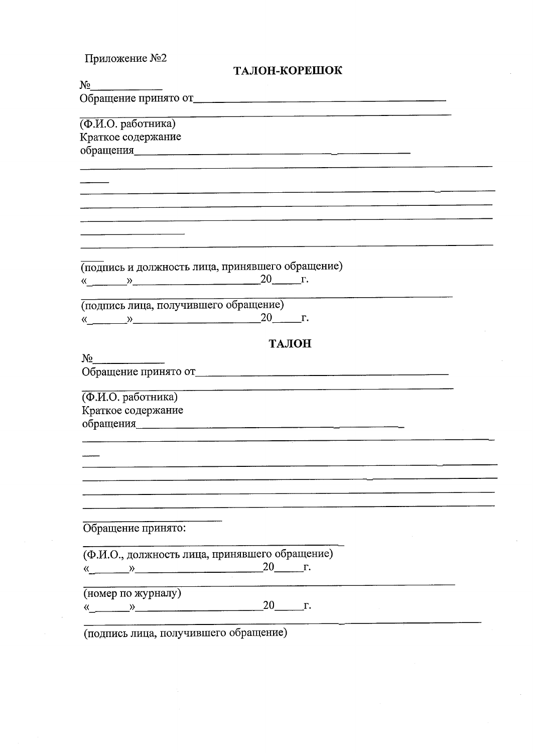Приложение №2

## ТАЛОН-КОРЕШОК

№____________

Обращение принято от___________________________________________

_____________________________________________________________

(Ф.И.О. работника)

Краткое содержание

обращения_____________________________________________

_____________________________________________________________

_____

_____________________________________________________________

_____________________________________________________________

_____________________________________________________________

__________________

_____________________________________________________________

____

(подпись и должность лица, принявшего обращение)

«_______»_______________________20_____г.

_____________________________________________________________

(подпись лица, получившего обращение)

«_______»_______________________20_____г.

## ТАЛОН

№____________

Обращение принято от___________________________________________

_____________________________________________________________

(Ф.И.О. работника)

Краткое содержание

обращения_____________________________________________

_____________________________________________________________

___

_____________________________________________________________

_____________________________________________________________

_____________________________________________________________

_____________________________________________________________

________________________

Обращение принято:

_____________________________________________

(Ф.И.О., должность лица, принявшего обращение)

«_______»_______________________20_____г.

_____________________________________________________________

(номер по журналу)

«_______»_______________________20_____г.

_____________________________________________________________

(подпись лица, получившего обращение)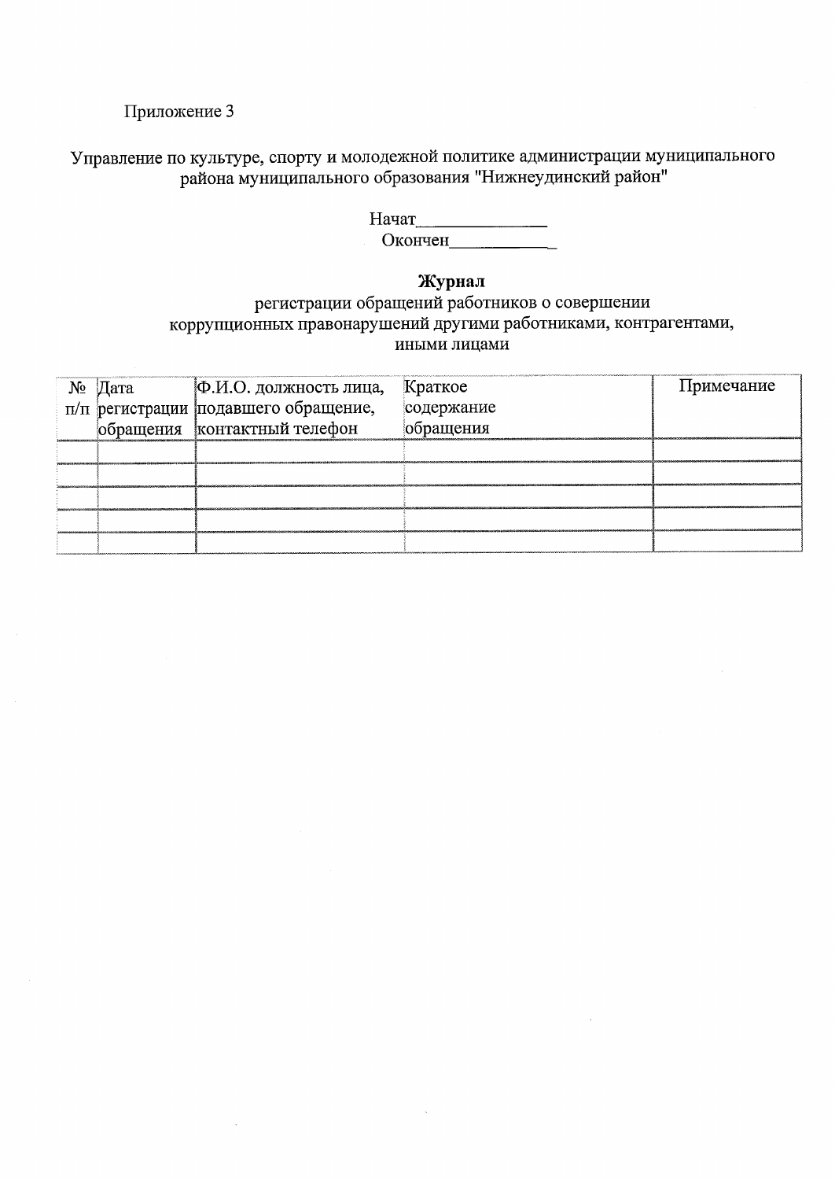Приложение 3

Управление по культуре, спорту и молодежной политике администрации муниципального района муниципального образования "Нижнеудинский район"

Начат_______________

Окончен____________

**Журнал**

регистрации обращений работников о совершении коррупционных правонарушений другими работниками, контрагентами, иными лицами

| № п/п | Дата регистрации обращения | Ф.И.О. должность лица, подавшего обращение, контактный телефон | Краткое содержание обращения | Примечание |
|---|---|---|---|---|
| | | | | |
| | | | | |
| | | | | |
| | | | | |
| | | | | |